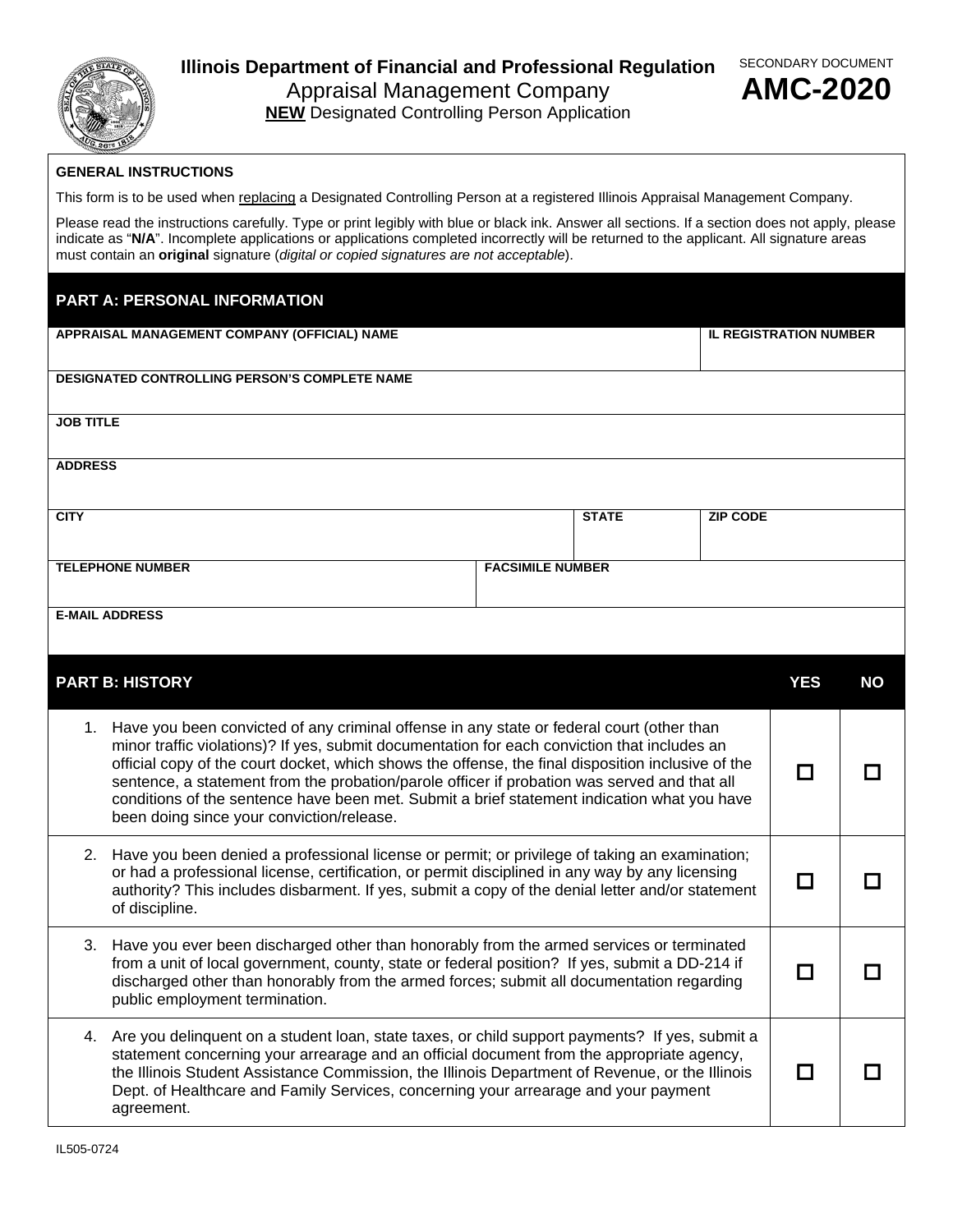**Illinois Department of Financial and Professional Regulation**
Appraisal Management Company
**NEW** Designated Controlling Person Application

SECONDARY DOCUMENT
# AMC-2020

**GENERAL INSTRUCTIONS**

This form is to be used when replacing a Designated Controlling Person at a registered Illinois Appraisal Management Company.

Please read the instructions carefully. Type or print legibly with blue or black ink. Answer all sections. If a section does not apply, please indicate as "**N/A**". Incomplete applications or applications completed incorrectly will be returned to the applicant. All signature areas must contain an **original** signature (*digital or copied signatures are not acceptable*).

## PART A: PERSONAL INFORMATION

| APPRAISAL MANAGEMENT COMPANY (OFFICIAL) NAME | | IL REGISTRATION NUMBER |
|---|---|---|
| | | |
| **DESIGNATED CONTROLLING PERSON'S COMPLETE NAME** | | |
| | | |
| **JOB TITLE** | | |
| | | |
| **ADDRESS** | | |
| | | |
| **CITY** | **STATE** | **ZIP CODE** |
| | | |
| **TELEPHONE NUMBER** | **FACSIMILE NUMBER** | |
| | | |
| **E-MAIL ADDRESS** | | |
| | | |

## PART B: HISTORY

| | YES | NO |
|---|---|---|
| 1. Have you been convicted of any criminal offense in any state or federal court (other than minor traffic violations)? If yes, submit documentation for each conviction that includes an official copy of the court docket, which shows the offense, the final disposition inclusive of the sentence, a statement from the probation/parole officer if probation was served and that all conditions of the sentence have been met. Submit a brief statement indication what you have been doing since your conviction/release. | ☐ | ☐ |
| 2. Have you been denied a professional license or permit; or privilege of taking an examination; or had a professional license, certification, or permit disciplined in any way by any licensing authority? This includes disbarment. If yes, submit a copy of the denial letter and/or statement of discipline. | ☐ | ☐ |
| 3. Have you ever been discharged other than honorably from the armed services or terminated from a unit of local government, county, state or federal position? If yes, submit a DD-214 if discharged other than honorably from the armed forces; submit all documentation regarding public employment termination. | ☐ | ☐ |
| 4. Are you delinquent on a student loan, state taxes, or child support payments? If yes, submit a statement concerning your arrearage and an official document from the appropriate agency, the Illinois Student Assistance Commission, the Illinois Department of Revenue, or the Illinois Dept. of Healthcare and Family Services, concerning your arrearage and your payment agreement. | ☐ | ☐ |

IL505-0724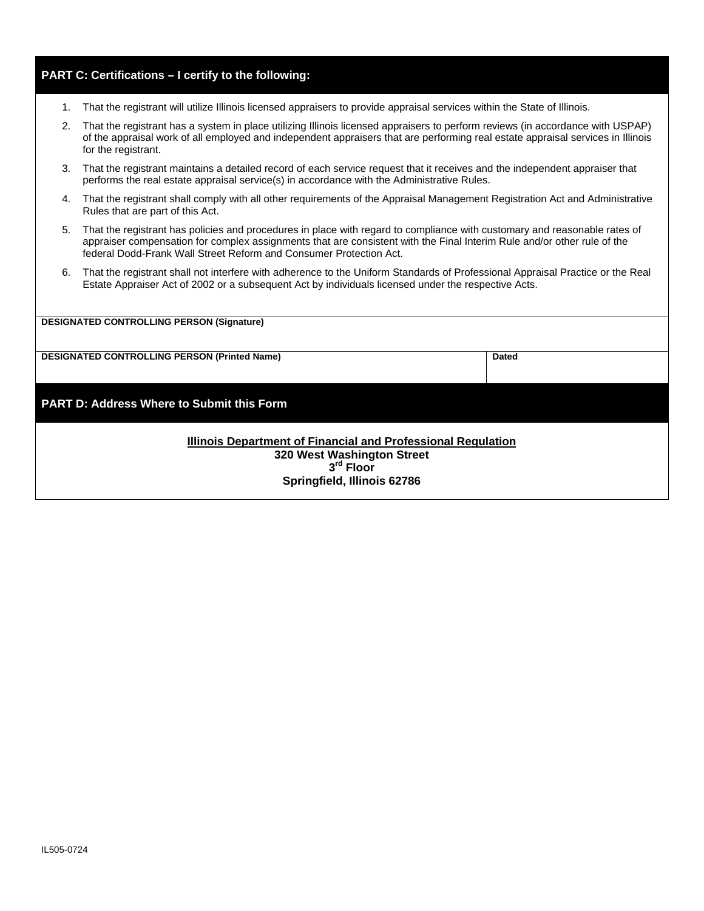## PART C: Certifications – I certify to the following:

1. That the registrant will utilize Illinois licensed appraisers to provide appraisal services within the State of Illinois.
2. That the registrant has a system in place utilizing Illinois licensed appraisers to perform reviews (in accordance with USPAP) of the appraisal work of all employed and independent appraisers that are performing real estate appraisal services in Illinois for the registrant.
3. That the registrant maintains a detailed record of each service request that it receives and the independent appraiser that performs the real estate appraisal service(s) in accordance with the Administrative Rules.
4. That the registrant shall comply with all other requirements of the Appraisal Management Registration Act and Administrative Rules that are part of this Act.
5. That the registrant has policies and procedures in place with regard to compliance with customary and reasonable rates of appraiser compensation for complex assignments that are consistent with the Final Interim Rule and/or other rule of the federal Dodd-Frank Wall Street Reform and Consumer Protection Act.
6. That the registrant shall not interfere with adherence to the Uniform Standards of Professional Appraisal Practice or the Real Estate Appraiser Act of 2002 or a subsequent Act by individuals licensed under the respective Acts.

| | |
|---|---|
| **DESIGNATED CONTROLLING PERSON (Signature)** | |
| **DESIGNATED CONTROLLING PERSON (Printed Name)** | **Dated** |

## PART D: Address Where to Submit this Form

**Illinois Department of Financial and Professional Regulation**
**320 West Washington Street**
**3rd Floor**
**Springfield, Illinois 62786**

IL505-0724